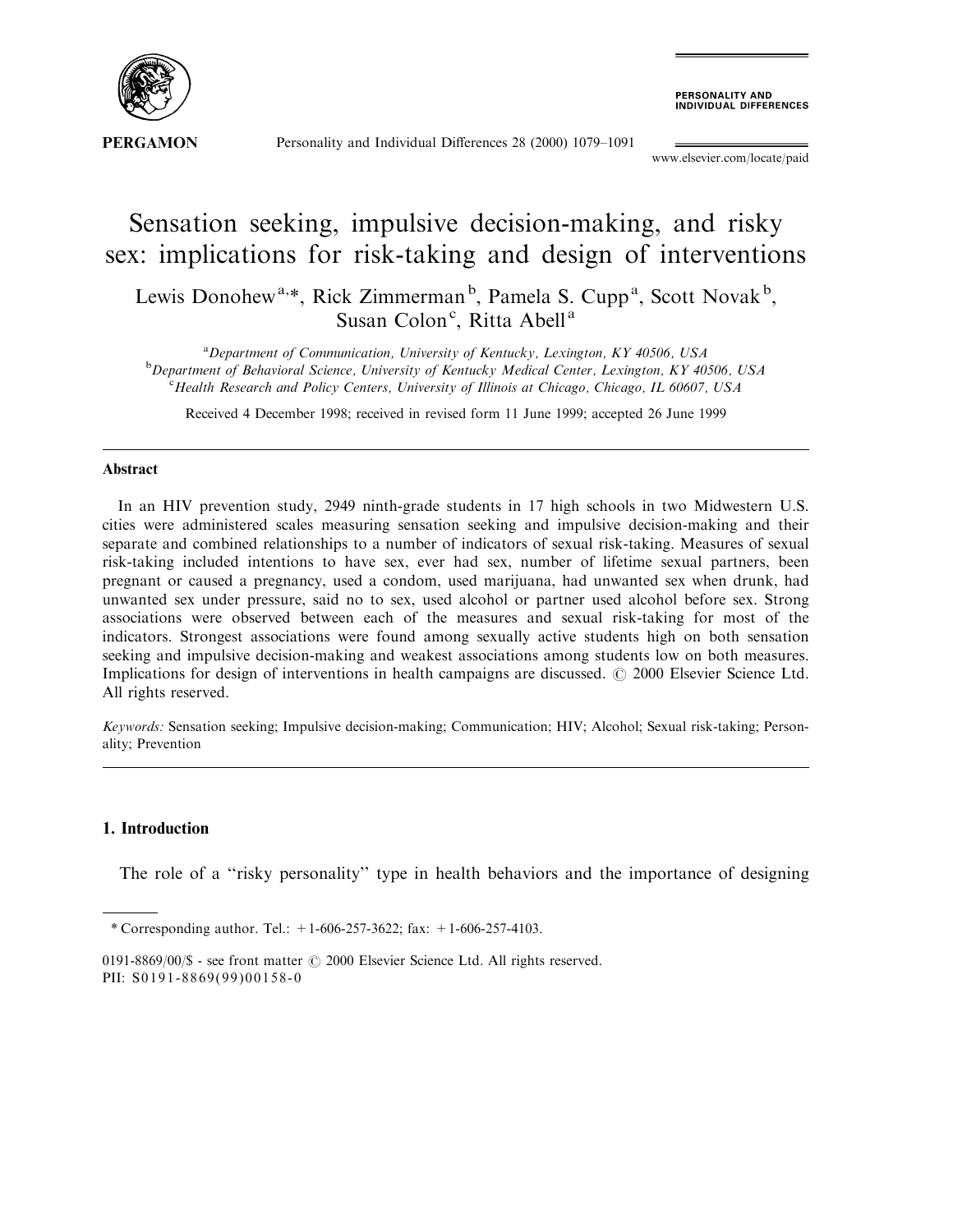# Sensation seeking, impulsive decision-making, and risky sex: implications for risk-taking and design of interventions

Lewis Donohew[a,*], Rick Zimmerman[b], Pamela S. Cupp[a], Scott Novak[b], Susan Colon[c], Ritta Abell[a]

[a]Department of Communication, University of Kentucky, Lexington, KY 40506, USA
[b]Department of Behavioral Science, University of Kentucky Medical Center, Lexington, KY 40506, USA
[c]Health Research and Policy Centers, University of Illinois at Chicago, Chicago, IL 60607, USA

Received 4 December 1998; received in revised form 11 June 1999; accepted 26 June 1999

## Abstract

In an HIV prevention study, 2949 ninth-grade students in 17 high schools in two Midwestern U.S. cities were administered scales measuring sensation seeking and impulsive decision-making and their separate and combined relationships to a number of indicators of sexual risk-taking. Measures of sexual risk-taking included intentions to have sex, ever had sex, number of lifetime sexual partners, been pregnant or caused a pregnancy, used a condom, used marijuana, had unwanted sex when drunk, had unwanted sex under pressure, said no to sex, used alcohol or partner used alcohol before sex. Strong associations were observed between each of the measures and sexual risk-taking for most of the indicators. Strongest associations were found among sexually active students high on both sensation seeking and impulsive decision-making and weakest associations among students low on both measures. Implications for design of interventions in health campaigns are discussed. © 2000 Elsevier Science Ltd. All rights reserved.

*Keywords:* Sensation seeking; Impulsive decision-making; Communication; HIV; Alcohol; Sexual risk-taking; Personality; Prevention

## 1. Introduction

The role of a "risky personality" type in health behaviors and the importance of designing

---

\* Corresponding author. Tel.: +1-606-257-3622; fax: +1-606-257-4103.

0191-8869/00/$ - see front matter © 2000 Elsevier Science Ltd. All rights reserved.
PII: S0191-8869(99)00158-0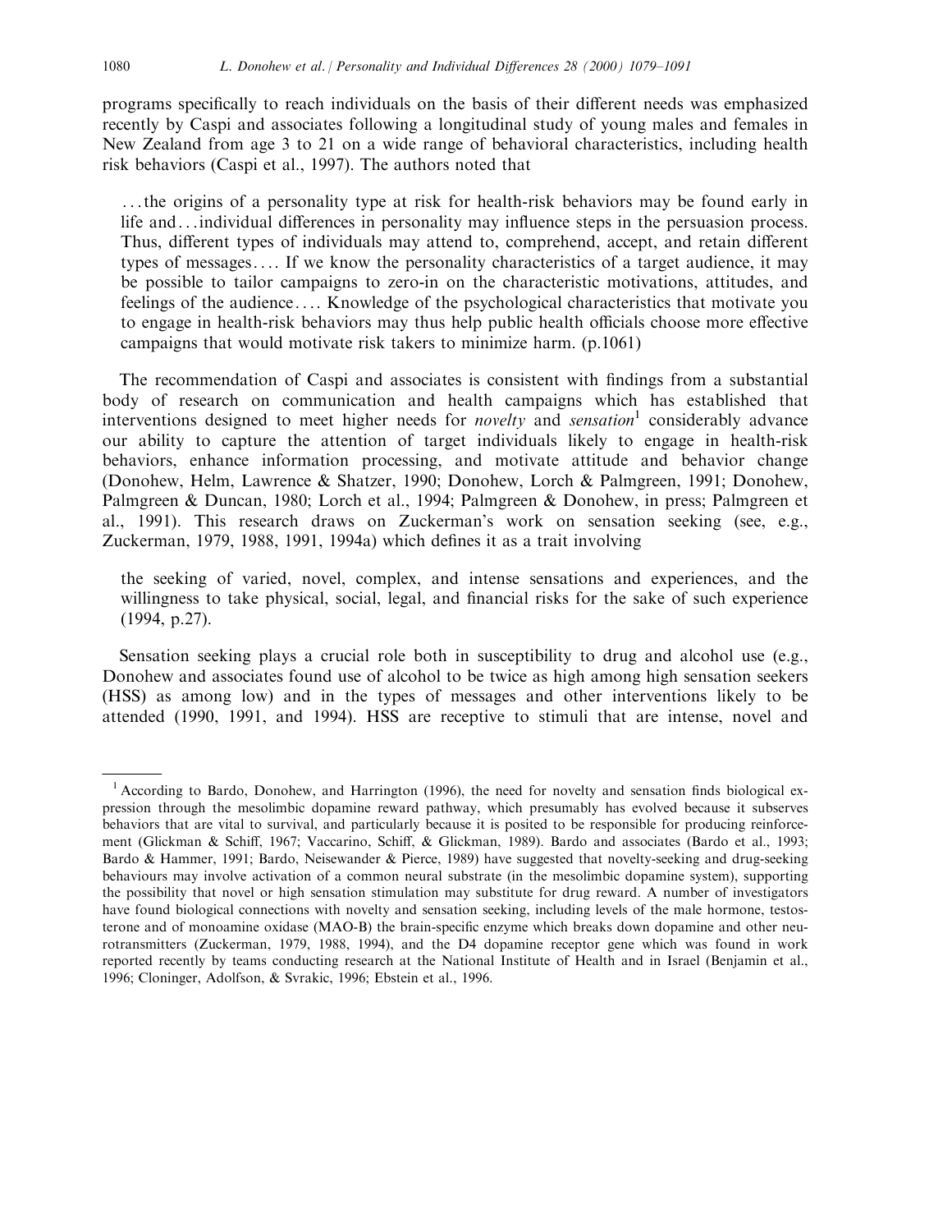programs specifically to reach individuals on the basis of their different needs was emphasized recently by Caspi and associates following a longitudinal study of young males and females in New Zealand from age 3 to 21 on a wide range of behavioral characteristics, including health risk behaviors (Caspi et al., 1997). The authors noted that

> ...the origins of a personality type at risk for health-risk behaviors may be found early in life and...individual differences in personality may influence steps in the persuasion process. Thus, different types of individuals may attend to, comprehend, accept, and retain different types of messages.... If we know the personality characteristics of a target audience, it may be possible to tailor campaigns to zero-in on the characteristic motivations, attitudes, and feelings of the audience.... Knowledge of the psychological characteristics that motivate you to engage in health-risk behaviors may thus help public health officials choose more effective campaigns that would motivate risk takers to minimize harm. (p.1061)

The recommendation of Caspi and associates is consistent with findings from a substantial body of research on communication and health campaigns which has established that interventions designed to meet higher needs for *novelty* and *sensation*[1] considerably advance our ability to capture the attention of target individuals likely to engage in health-risk behaviors, enhance information processing, and motivate attitude and behavior change (Donohew, Helm, Lawrence & Shatzer, 1990; Donohew, Lorch & Palmgreen, 1991; Donohew, Palmgreen & Duncan, 1980; Lorch et al., 1994; Palmgreen & Donohew, in press; Palmgreen et al., 1991). This research draws on Zuckerman's work on sensation seeking (see, e.g., Zuckerman, 1979, 1988, 1991, 1994a) which defines it as a trait involving

> the seeking of varied, novel, complex, and intense sensations and experiences, and the willingness to take physical, social, legal, and financial risks for the sake of such experience (1994, p.27).

Sensation seeking plays a crucial role both in susceptibility to drug and alcohol use (e.g., Donohew and associates found use of alcohol to be twice as high among high sensation seekers (HSS) as among low) and in the types of messages and other interventions likely to be attended (1990, 1991, and 1994). HSS are receptive to stimuli that are intense, novel and

---

[1] According to Bardo, Donohew, and Harrington (1996), the need for novelty and sensation finds biological expression through the mesolimbic dopamine reward pathway, which presumably has evolved because it subserves behaviors that are vital to survival, and particularly because it is posited to be responsible for producing reinforcement (Glickman & Schiff, 1967; Vaccarino, Schiff, & Glickman, 1989). Bardo and associates (Bardo et al., 1993; Bardo & Hammer, 1991; Bardo, Neisewander & Pierce, 1989) have suggested that novelty-seeking and drug-seeking behaviours may involve activation of a common neural substrate (in the mesolimbic dopamine system), supporting the possibility that novel or high sensation stimulation may substitute for drug reward. A number of investigators have found biological connections with novelty and sensation seeking, including levels of the male hormone, testosterone and of monoamine oxidase (MAO-B) the brain-specific enzyme which breaks down dopamine and other neurotransmitters (Zuckerman, 1979, 1988, 1994), and the D4 dopamine receptor gene which was found in work reported recently by teams conducting research at the National Institute of Health and in Israel (Benjamin et al., 1996; Cloninger, Adolfson, & Svrakic, 1996; Ebstein et al., 1996.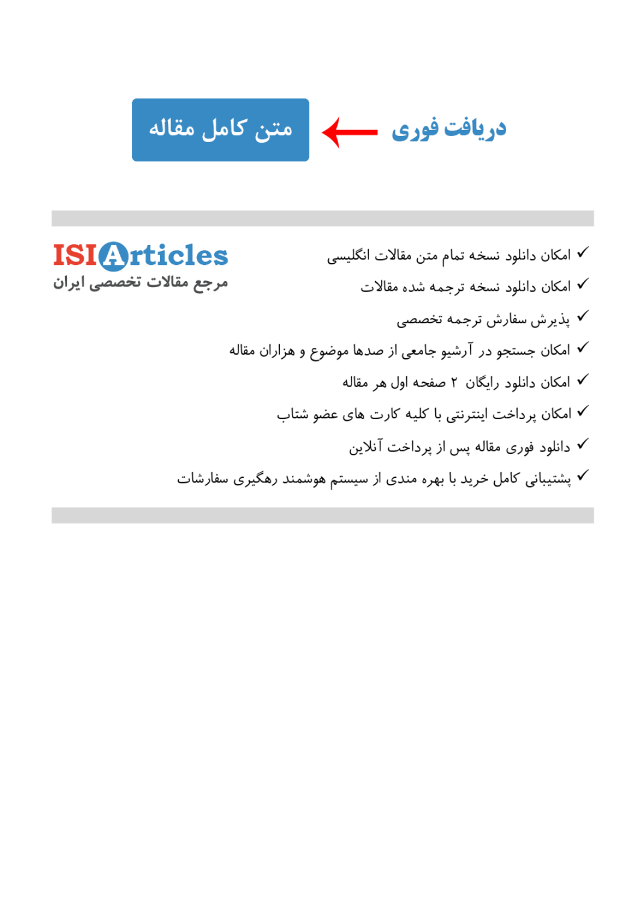دریافت فوری ← **متن کامل مقاله**

**ISIArticles**
مرجع مقالات تخصصی ایران

- ✓ امکان دانلود نسخه تمام متن مقالات انگلیسی
- ✓ امکان دانلود نسخه ترجمه شده مقالات
- ✓ پذیرش سفارش ترجمه تخصصی
- ✓ امکان جستجو در آرشیو جامعی از صدها موضوع و هزاران مقاله
- ✓ امکان دانلود رایگان ۲ صفحه اول هر مقاله
- ✓ امکان پرداخت اینترنتی با کلیه کارت های عضو شتاب
- ✓ دانلود فوری مقاله پس از پرداخت آنلاین
- ✓ پشتیبانی کامل خرید با بهره مندی از سیستم هوشمند رهگیری سفارشات